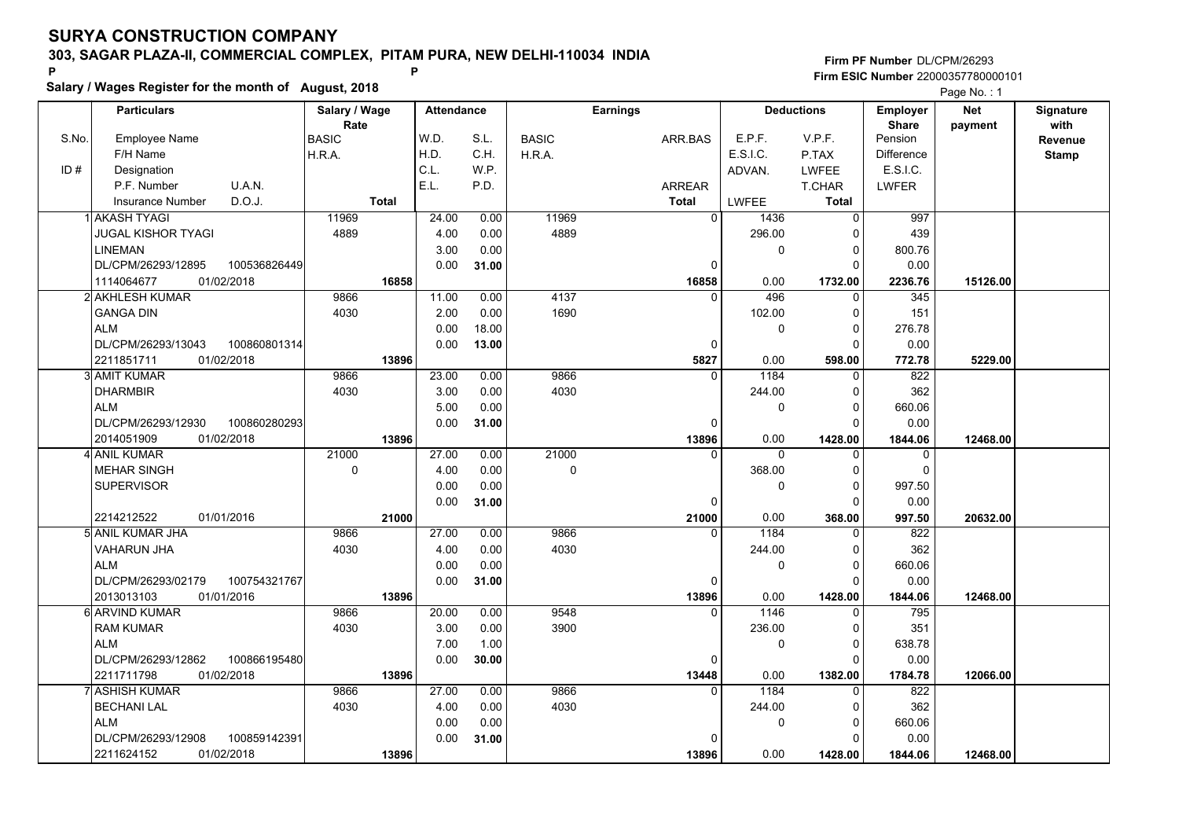# SURYA CONSTRUCTION COMPANY

**303, SAGAR PLAZA-II, COMMERCIAL COMPLEX, PITAM PURA, NEW DELHI-110034 INDIA**

P P

**Salary / Wages Register for the month of August, 2018**

**Firm PF Number** DL/CPM/26293
**Firm ESIC Number** 22000357780000101

| S.No. / ID # | Particulars: Employee Name / F/H Name / Designation / P.F. Number, U.A.N. / Insurance Number, D.O.J. | Salary / Wage Rate: BASIC / H.R.A. / Total | Attendance: W.D. / H.D. / C.L. / E.L. | Attendance: S.L. / C.H. / W.P. / P.D. | Earnings: BASIC / H.R.A. | Earnings: ARR.BAS / ARREAR / Total | Deductions: E.P.F. / E.S.I.C. / ADVAN. / LWFEE | Deductions: V.P.F. / P.TAX / LWFEE / T.CHAR / Total | Employer Share: Pension / Difference / E.S.I.C. / LWFER | Net payment | Signature with Revenue Stamp |
|---|---|---|---|---|---|---|---|---|---|---|---|
| 1 | AKASH TYAGI<br>JUGAL KISHOR TYAGI<br>LINEMAN<br>DL/CPM/26293/12895 100536826449<br>1114064677 01/02/2018 | 11969<br>4889<br>16858 | 24.00<br>4.00<br>3.00<br>0.00 | 0.00<br>0.00<br>0.00<br>31.00 | 11969<br>4889 | 0<br>0<br>16858 | 1436<br>296.00<br>0<br>0.00 | 0<br>0<br>0<br>0<br>1732.00 | 997<br>439<br>800.76<br>0.00<br>2236.76 | 15126.00 | |
| 2 | AKHLESH KUMAR<br>GANGA DIN<br>ALM<br>DL/CPM/26293/13043 100860801314<br>2211851711 01/02/2018 | 9866<br>4030<br>13896 | 11.00<br>2.00<br>0.00<br>0.00 | 0.00<br>0.00<br>18.00<br>13.00 | 4137<br>1690 | 0<br>0<br>5827 | 496<br>102.00<br>0<br>0.00 | 0<br>0<br>0<br>0<br>598.00 | 345<br>151<br>276.78<br>0.00<br>772.78 | 5229.00 | |
| 3 | AMIT KUMAR<br>DHARMBIR<br>ALM<br>DL/CPM/26293/12930 100860280293<br>2014051909 01/02/2018 | 9866<br>4030<br>13896 | 23.00<br>3.00<br>5.00<br>0.00 | 0.00<br>0.00<br>0.00<br>31.00 | 9866<br>4030 | 0<br>0<br>13896 | 1184<br>244.00<br>0<br>0.00 | 0<br>0<br>0<br>0<br>1428.00 | 822<br>362<br>660.06<br>0.00<br>1844.06 | 12468.00 | |
| 4 | ANIL KUMAR<br>MEHAR SINGH<br>SUPERVISOR<br><br>2214212522 01/01/2016 | 21000<br>0<br>21000 | 27.00<br>4.00<br>0.00<br>0.00 | 0.00<br>0.00<br>0.00<br>31.00 | 21000<br>0 | 0<br>0<br>21000 | 0<br>368.00<br>0<br>0.00 | 0<br>0<br>0<br>0<br>368.00 | 0<br>0<br>997.50<br>0.00<br>997.50 | 20632.00 | |
| 5 | ANIL KUMAR JHA<br>VAHARUN JHA<br>ALM<br>DL/CPM/26293/02179 100754321767<br>2013013103 01/01/2016 | 9866<br>4030<br>13896 | 27.00<br>4.00<br>0.00<br>0.00 | 0.00<br>0.00<br>0.00<br>31.00 | 9866<br>4030 | 0<br>0<br>13896 | 1184<br>244.00<br>0<br>0.00 | 0<br>0<br>0<br>0<br>1428.00 | 822<br>362<br>660.06<br>0.00<br>1844.06 | 12468.00 | |
| 6 | ARVIND KUMAR<br>RAM KUMAR<br>ALM<br>DL/CPM/26293/12862 100866195480<br>2211711798 01/02/2018 | 9866<br>4030<br>13896 | 20.00<br>3.00<br>7.00<br>0.00 | 0.00<br>0.00<br>1.00<br>30.00 | 9548<br>3900 | 0<br>0<br>13448 | 1146<br>236.00<br>0<br>0.00 | 0<br>0<br>0<br>0<br>1382.00 | 795<br>351<br>638.78<br>0.00<br>1784.78 | 12066.00 | |
| 7 | ASHISH KUMAR<br>BECHANI LAL<br>ALM<br>DL/CPM/26293/12908 100859142391<br>2211624152 01/02/2018 | 9866<br>4030<br>13896 | 27.00<br>4.00<br>0.00<br>0.00 | 0.00<br>0.00<br>0.00<br>31.00 | 9866<br>4030 | 0<br>0<br>13896 | 1184<br>244.00<br>0<br>0.00 | 0<br>0<br>0<br>0<br>1428.00 | 822<br>362<br>660.06<br>0.00<br>1844.06 | 12468.00 | |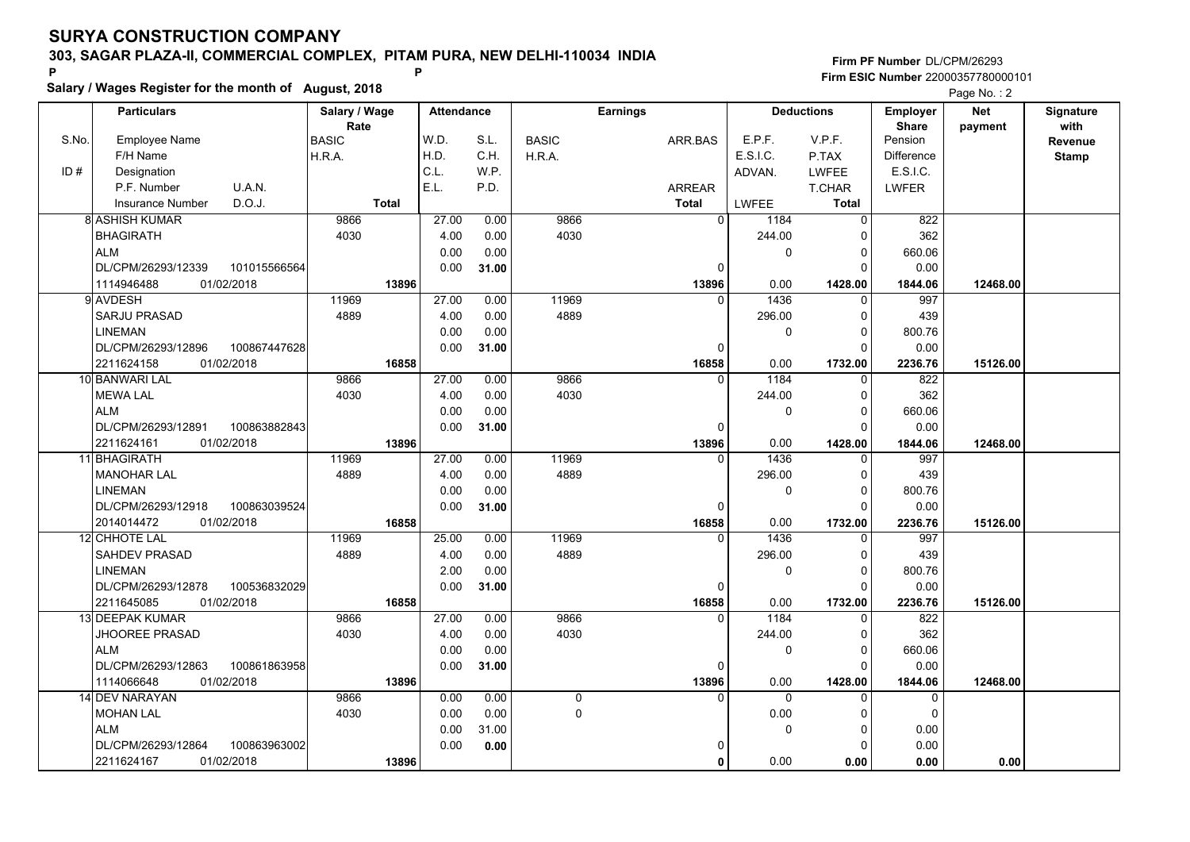# SURYA CONSTRUCTION COMPANY

**303, SAGAR PLAZA-II, COMMERCIAL COMPLEX, PITAM PURA, NEW DELHI-110034 INDIA**

P P

**Salary / Wages Register for the month of August, 2018**

**Firm PF Number** DL/CPM/26293
**Firm ESIC Number** 22000357780000101

| S.No. / ID # | Particulars: Employee Name / F/H Name / Designation / P.F. Number, U.A.N. / Insurance Number, D.O.J. | Salary / Wage Rate: BASIC / H.R.A. / Total | Attendance: W.D. / H.D. / C.L. / E.L. | Attendance: S.L. / C.H. / W.P. / P.D. | Earnings: BASIC / H.R.A. | Earnings: ARR.BAS / ARREAR / Total | Deductions: E.P.F. / E.S.I.C. / ADVAN. / LWFEE | Deductions: V.P.F. / P.TAX / LWFEE / T.CHAR / Total | Employer Share: Pension / Difference / E.S.I.C. / LWFER | Net payment | Signature with Revenue Stamp |
|---|---|---|---|---|---|---|---|---|---|---|---|
| 8 | ASHISH KUMAR / BHAGIRATH / ALM / DL/CPM/26293/12339, 101015566564 / 1114946488, 01/02/2018 | 9866 / 4030 / 13896 | 27.00 / 4.00 / 0.00 / 0.00 | 0.00 / 0.00 / 0.00 / 31.00 | 9866 / 4030 | 0 / 0 / 13896 | 1184 / 244.00 / 0 / 0.00 | 0 / 0 / 0 / 0 / 1428.00 | 822 / 362 / 660.06 / 0.00 / 1844.06 | 12468.00 | |
| 9 | AVDESH / SARJU PRASAD / LINEMAN / DL/CPM/26293/12896, 100867447628 / 2211624158, 01/02/2018 | 11969 / 4889 / 16858 | 27.00 / 4.00 / 0.00 / 0.00 | 0.00 / 0.00 / 0.00 / 31.00 | 11969 / 4889 | 0 / 0 / 16858 | 1436 / 296.00 / 0 / 0.00 | 0 / 0 / 0 / 0 / 1732.00 | 997 / 439 / 800.76 / 0.00 / 2236.76 | 15126.00 | |
| 10 | BANWARI LAL / MEWA LAL / ALM / DL/CPM/26293/12891, 100863882843 / 2211624161, 01/02/2018 | 9866 / 4030 / 13896 | 27.00 / 4.00 / 0.00 / 0.00 | 0.00 / 0.00 / 0.00 / 31.00 | 9866 / 4030 | 0 / 0 / 13896 | 1184 / 244.00 / 0 / 0.00 | 0 / 0 / 0 / 0 / 1428.00 | 822 / 362 / 660.06 / 0.00 / 1844.06 | 12468.00 | |
| 11 | BHAGIRATH / MANOHAR LAL / LINEMAN / DL/CPM/26293/12918, 100863039524 / 2014014472, 01/02/2018 | 11969 / 4889 / 16858 | 27.00 / 4.00 / 0.00 / 0.00 | 0.00 / 0.00 / 0.00 / 31.00 | 11969 / 4889 | 0 / 0 / 16858 | 1436 / 296.00 / 0 / 0.00 | 0 / 0 / 0 / 0 / 1732.00 | 997 / 439 / 800.76 / 0.00 / 2236.76 | 15126.00 | |
| 12 | CHHOTE LAL / SAHDEV PRASAD / LINEMAN / DL/CPM/26293/12878, 100536832029 / 2211645085, 01/02/2018 | 11969 / 4889 / 16858 | 25.00 / 4.00 / 2.00 / 0.00 | 0.00 / 0.00 / 0.00 / 31.00 | 11969 / 4889 | 0 / 0 / 16858 | 1436 / 296.00 / 0 / 0.00 | 0 / 0 / 0 / 0 / 1732.00 | 997 / 439 / 800.76 / 0.00 / 2236.76 | 15126.00 | |
| 13 | DEEPAK KUMAR / JHOOREE PRASAD / ALM / DL/CPM/26293/12863, 100861863958 / 1114066648, 01/02/2018 | 9866 / 4030 / 13896 | 27.00 / 4.00 / 0.00 / 0.00 | 0.00 / 0.00 / 0.00 / 31.00 | 9866 / 4030 | 0 / 0 / 13896 | 1184 / 244.00 / 0 / 0.00 | 0 / 0 / 0 / 0 / 1428.00 | 822 / 362 / 660.06 / 0.00 / 1844.06 | 12468.00 | |
| 14 | DEV NARAYAN / MOHAN LAL / ALM / DL/CPM/26293/12864, 100863963002 / 2211624167, 01/02/2018 | 9866 / 4030 / 13896 | 0.00 / 0.00 / 0.00 / 0.00 | 0.00 / 0.00 / 31.00 / 0.00 | 0 / 0 | 0 / 0 / 0 | 0 / 0.00 / 0 / 0.00 | 0 / 0 / 0 / 0 / 0.00 | 0 / 0 / 0.00 / 0.00 / 0.00 | 0.00 | |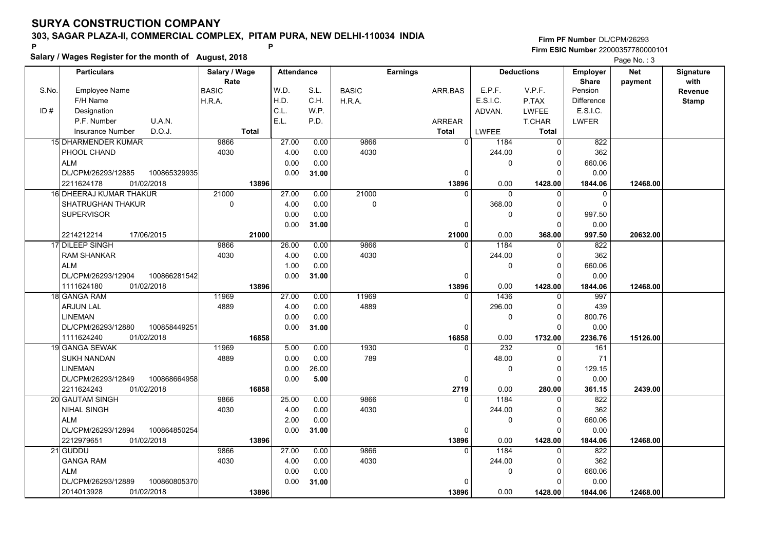# SURYA CONSTRUCTION COMPANY

**303, SAGAR PLAZA-II, COMMERCIAL COMPLEX, PITAM PURA, NEW DELHI-110034 INDIA**

P P

**Salary / Wages Register for the month of August, 2018**

**Firm PF Number** DL/CPM/26293
**Firm ESIC Number** 22000357780000101

| S.No. / ID # | Employee Name / F/H Name / Designation / P.F. Number / U.A.N. / Insurance Number / D.O.J. | Salary / Wage Rate: BASIC / H.R.A. / Total | W.D. / H.D. / C.L. / E.L. | S.L. / C.H. / W.P. / P.D. | BASIC / H.R.A. | ARR.BAS / ARREAR / Total | E.P.F. / E.S.I.C. / ADVAN. / LWFEE | V.P.F. / P.TAX / LWFEE / T.CHAR / Total | Employer Share: Pension / Difference / E.S.I.C. / LWFER | Net payment | Signature with Revenue Stamp |
|---|---|---|---|---|---|---|---|---|---|---|---|
| 15 | DHARMENDER KUMAR / PHOOL CHAND / ALM / DL/CPM/26293/12885 / 100865329935 / 2211624178 / 01/02/2018 | 9866 / 4030 / 13896 | 27.00 / 4.00 / 0.00 / 0.00 | 0.00 / 0.00 / 0.00 / 31.00 | 9866 / 4030 | 0 / 0 / 13896 | 1184 / 244.00 / 0 / 0.00 | 0 / 0 / 0 / 0 / 1428.00 | 822 / 362 / 660.06 / 0.00 / 1844.06 | 12468.00 | |
| 16 | DHEERAJ KUMAR THAKUR / SHATRUGHAN THAKUR / SUPERVISOR / 2214212214 / 17/06/2015 | 21000 / 0 / 21000 | 27.00 / 4.00 / 0.00 / 0.00 | 0.00 / 0.00 / 0.00 / 31.00 | 21000 / 0 | 0 / 0 / 21000 | 0 / 368.00 / 0 / 0.00 | 0 / 0 / 0 / 0 / 368.00 | 0 / 0 / 997.50 / 0.00 / 997.50 | 20632.00 | |
| 17 | DILEEP SINGH / RAM SHANKAR / ALM / DL/CPM/26293/12904 / 100866281542 / 1111624180 / 01/02/2018 | 9866 / 4030 / 13896 | 26.00 / 4.00 / 1.00 / 0.00 | 0.00 / 0.00 / 0.00 / 31.00 | 9866 / 4030 | 0 / 0 / 13896 | 1184 / 244.00 / 0 / 0.00 | 0 / 0 / 0 / 0 / 1428.00 | 822 / 362 / 660.06 / 0.00 / 1844.06 | 12468.00 | |
| 18 | GANGA RAM / ARJUN LAL / LINEMAN / DL/CPM/26293/12880 / 100858449251 / 1111624240 / 01/02/2018 | 11969 / 4889 / 16858 | 27.00 / 4.00 / 0.00 / 0.00 | 0.00 / 0.00 / 0.00 / 31.00 | 11969 / 4889 | 0 / 0 / 16858 | 1436 / 296.00 / 0 / 0.00 | 0 / 0 / 0 / 0 / 1732.00 | 997 / 439 / 800.76 / 0.00 / 2236.76 | 15126.00 | |
| 19 | GANGA SEWAK / SUKH NANDAN / LINEMAN / DL/CPM/26293/12849 / 100868664958 / 2211624243 / 01/02/2018 | 11969 / 4889 / 16858 | 5.00 / 0.00 / 0.00 / 0.00 | 0.00 / 0.00 / 26.00 / 5.00 | 1930 / 789 | 0 / 0 / 2719 | 232 / 48.00 / 0 / 0.00 | 0 / 0 / 0 / 0 / 280.00 | 161 / 71 / 129.15 / 0.00 / 361.15 | 2439.00 | |
| 20 | GAUTAM SINGH / NIHAL SINGH / ALM / DL/CPM/26293/12894 / 100864850254 / 2212979651 / 01/02/2018 | 9866 / 4030 / 13896 | 25.00 / 4.00 / 2.00 / 0.00 | 0.00 / 0.00 / 0.00 / 31.00 | 9866 / 4030 | 0 / 0 / 13896 | 1184 / 244.00 / 0 / 0.00 | 0 / 0 / 0 / 0 / 1428.00 | 822 / 362 / 660.06 / 0.00 / 1844.06 | 12468.00 | |
| 21 | GUDDU / GANGA RAM / ALM / DL/CPM/26293/12889 / 100860805370 / 2014013928 / 01/02/2018 | 9866 / 4030 / 13896 | 27.00 / 4.00 / 0.00 / 0.00 | 0.00 / 0.00 / 0.00 / 31.00 | 9866 / 4030 | 0 / 0 / 13896 | 1184 / 244.00 / 0 / 0.00 | 0 / 0 / 0 / 0 / 1428.00 | 822 / 362 / 660.06 / 0.00 / 1844.06 | 12468.00 | |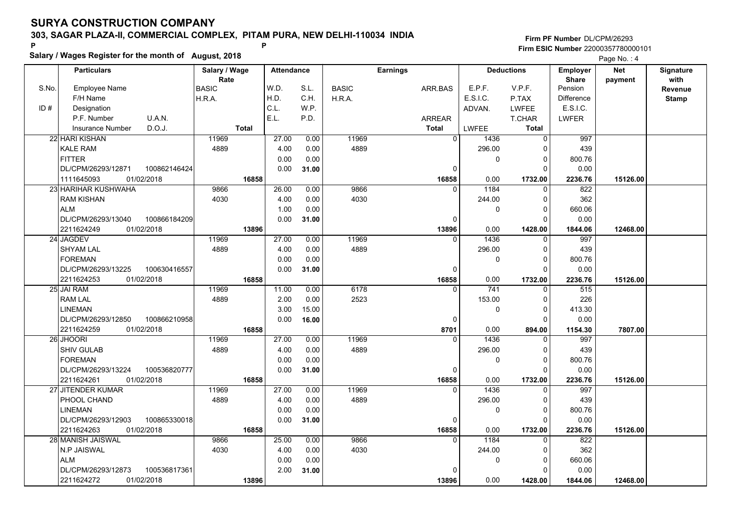# SURYA CONSTRUCTION COMPANY

## 303, SAGAR PLAZA-II, COMMERCIAL COMPLEX, PITAM PURA, NEW DELHI-110034 INDIA

P P

**Firm PF Number** DL/CPM/26293
**Firm ESIC Number** 22000357780000101

**Salary / Wages Register for the month of August, 2018**

Page No. : 4

| S.No. / ID # | Particulars: Employee Name / F/H Name / Designation / P.F. Number, U.A.N. / Insurance Number, D.O.J. | Salary / Wage Rate: BASIC / H.R.A. / Total | Attendance: W.D. / H.D. / C.L. / E.L. | Attendance: S.L. / C.H. / W.P. / P.D. | Earnings: BASIC / H.R.A. | Earnings: ARR.BAS / ARREAR / Total | Deductions: E.P.F. / E.S.I.C. / ADVAN. / LWFEE | Deductions: V.P.F. / P.TAX / LWFEE / T.CHAR / Total | Employer Share: Pension / Difference / E.S.I.C. / LWFER | Net payment | Signature with Revenue Stamp |
|---|---|---|---|---|---|---|---|---|---|---|---|
| 22 | HARI KISHAN / KALE RAM / FITTER / DL/CPM/26293/12871, 100862146424 / 1111645093, 01/02/2018 | 11969 / 4889 / 16858 | 27.00 / 4.00 / 0.00 / 0.00 | 0.00 / 0.00 / 0.00 / 31.00 | 11969 / 4889 | 0 / 0 / 16858 | 1436 / 296.00 / 0 / 0.00 | 0 / 0 / 0 / 0 / 1732.00 | 997 / 439 / 800.76 / 0.00 / 2236.76 | 15126.00 | |
| 23 | HARIHAR KUSHWAHA / RAM KISHAN / ALM / DL/CPM/26293/13040, 100866184209 / 2211624249, 01/02/2018 | 9866 / 4030 / 13896 | 26.00 / 4.00 / 1.00 / 0.00 | 0.00 / 0.00 / 0.00 / 31.00 | 9866 / 4030 | 0 / 0 / 13896 | 1184 / 244.00 / 0 / 0.00 | 0 / 0 / 0 / 0 / 1428.00 | 822 / 362 / 660.06 / 0.00 / 1844.06 | 12468.00 | |
| 24 | JAGDEV / SHYAM LAL / FOREMAN / DL/CPM/26293/13225, 100630416557 / 2211624253, 01/02/2018 | 11969 / 4889 / 16858 | 27.00 / 4.00 / 0.00 / 0.00 | 0.00 / 0.00 / 0.00 / 31.00 | 11969 / 4889 | 0 / 0 / 16858 | 1436 / 296.00 / 0 / 0.00 | 0 / 0 / 0 / 0 / 1732.00 | 997 / 439 / 800.76 / 0.00 / 2236.76 | 15126.00 | |
| 25 | JAI RAM / RAM LAL / LINEMAN / DL/CPM/26293/12850, 100866210958 / 2211624259, 01/02/2018 | 11969 / 4889 / 16858 | 11.00 / 2.00 / 3.00 / 0.00 | 0.00 / 0.00 / 15.00 / 16.00 | 6178 / 2523 | 0 / 0 / 8701 | 741 / 153.00 / 0 / 0.00 | 0 / 0 / 0 / 0 / 894.00 | 515 / 226 / 413.30 / 0.00 / 1154.30 | 7807.00 | |
| 26 | JHOORI / SHIV GULAB / FOREMAN / DL/CPM/26293/13224, 100536820777 / 2211624261, 01/02/2018 | 11969 / 4889 / 16858 | 27.00 / 4.00 / 0.00 / 0.00 | 0.00 / 0.00 / 0.00 / 31.00 | 11969 / 4889 | 0 / 0 / 16858 | 1436 / 296.00 / 0 / 0.00 | 0 / 0 / 0 / 0 / 1732.00 | 997 / 439 / 800.76 / 0.00 / 2236.76 | 15126.00 | |
| 27 | JITENDER KUMAR / PHOOL CHAND / LINEMAN / DL/CPM/26293/12903, 100865330018 / 2211624263, 01/02/2018 | 11969 / 4889 / 16858 | 27.00 / 4.00 / 0.00 / 0.00 | 0.00 / 0.00 / 0.00 / 31.00 | 11969 / 4889 | 0 / 0 / 16858 | 1436 / 296.00 / 0 / 0.00 | 0 / 0 / 0 / 0 / 1732.00 | 997 / 439 / 800.76 / 0.00 / 2236.76 | 15126.00 | |
| 28 | MANISH JAISWAL / N.P JAISWAL / ALM / DL/CPM/26293/12873, 100536817361 / 2211624272, 01/02/2018 | 9866 / 4030 / 13896 | 25.00 / 4.00 / 0.00 / 2.00 | 0.00 / 0.00 / 0.00 / 31.00 | 9866 / 4030 | 0 / 0 / 13896 | 1184 / 244.00 / 0 / 0.00 | 0 / 0 / 0 / 0 / 1428.00 | 822 / 362 / 660.06 / 0.00 / 1844.06 | 12468.00 | |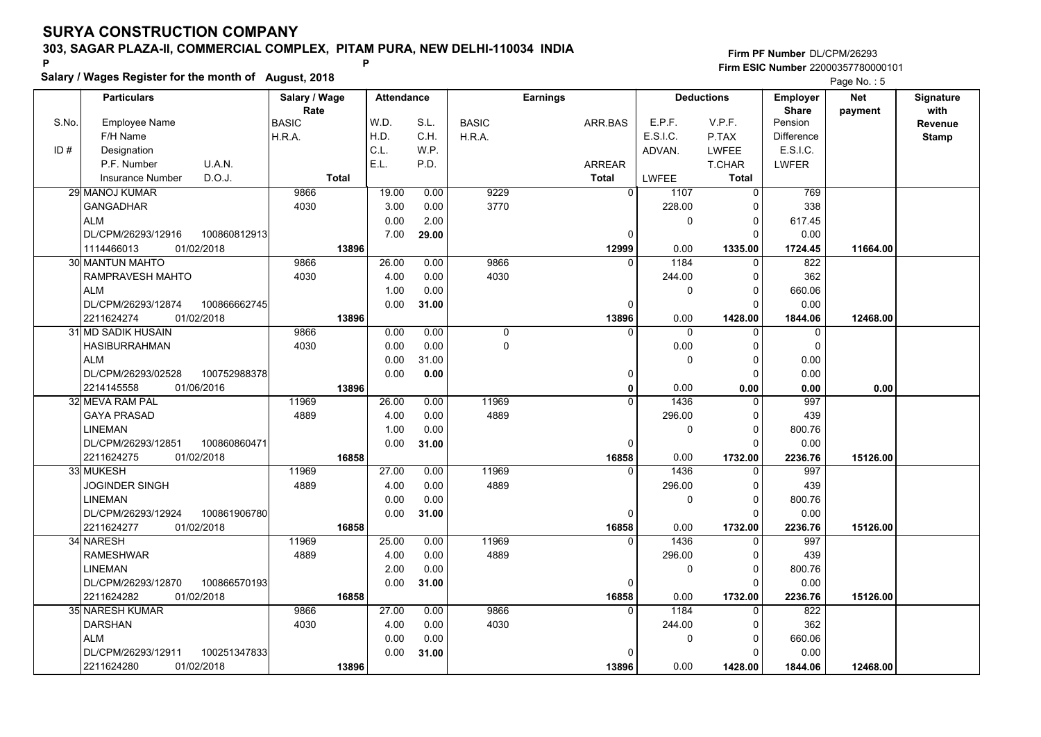# SURYA CONSTRUCTION COMPANY

**303, SAGAR PLAZA-II, COMMERCIAL COMPLEX, PITAM PURA, NEW DELHI-110034 INDIA**

**Firm PF Number** DL/CPM/26293

**Firm ESIC Number** 22000357780000101

**Salary / Wages Register for the month of August, 2018**

Page No. : 5

| S.No. | Particulars (Employee Name / F/H Name / ID# Designation / P.F. Number U.A.N. / Insurance Number D.O.J.) | Salary / Wage Rate (BASIC / H.R.A. / Total) | Attendance W.D. / H.D. / C.L. / E.L. | Attendance S.L. / C.H. / W.P. / P.D. | Earnings BASIC / H.R.A. | Earnings ARR.BAS / ARREAR / Total | Deductions E.P.F. / E.S.I.C. / ADVAN. / LWFEE | Deductions V.P.F. / P.TAX / LWFEE / T.CHAR / Total | Employer Share Pension / Difference / E.S.I.C. / LWFER | Net payment | Signature with Revenue Stamp |
|---|---|---|---|---|---|---|---|---|---|---|---|
| 29 | MANOJ KUMAR<br>GANGADHAR<br>ALM<br>DL/CPM/26293/12916 100860812913<br>1114466013 01/02/2018 | 9866<br>4030<br>13896 | 19.00<br>3.00<br>0.00<br>7.00 | 0.00<br>0.00<br>2.00<br>29.00 | 9229<br>3770 | 0<br>0<br>12999 | 1107<br>228.00<br>0<br>0.00 | 0<br>0<br>0<br>0<br>1335.00 | 769<br>338<br>617.45<br>0.00<br>1724.45 | 11664.00 | |
| 30 | MANTUN MAHTO<br>RAMPRAVESH MAHTO<br>ALM<br>DL/CPM/26293/12874 100866662745<br>2211624274 01/02/2018 | 9866<br>4030<br>13896 | 26.00<br>4.00<br>1.00<br>0.00 | 0.00<br>0.00<br>0.00<br>31.00 | 9866<br>4030 | 0<br>0<br>13896 | 1184<br>244.00<br>0<br>0.00 | 0<br>0<br>0<br>0<br>1428.00 | 822<br>362<br>660.06<br>0.00<br>1844.06 | 12468.00 | |
| 31 | MD SADIK HUSAIN<br>HASIBURRAHMAN<br>ALM<br>DL/CPM/26293/02528 100752988378<br>2214145558 01/06/2016 | 9866<br>4030<br>13896 | 0.00<br>0.00<br>0.00<br>0.00 | 0.00<br>0.00<br>31.00<br>0.00 | 0<br>0 | 0<br>0<br>0 | 0<br>0.00<br>0<br>0.00 | 0<br>0<br>0<br>0<br>0.00 | 0<br>0<br>0.00<br>0.00<br>0.00 | 0.00 | |
| 32 | MEVA RAM PAL<br>GAYA PRASAD<br>LINEMAN<br>DL/CPM/26293/12851 100860860471<br>2211624275 01/02/2018 | 11969<br>4889<br>16858 | 26.00<br>4.00<br>1.00<br>0.00 | 0.00<br>0.00<br>0.00<br>31.00 | 11969<br>4889 | 0<br>0<br>16858 | 1436<br>296.00<br>0<br>0.00 | 0<br>0<br>0<br>0<br>1732.00 | 997<br>439<br>800.76<br>0.00<br>2236.76 | 15126.00 | |
| 33 | MUKESH<br>JOGINDER SINGH<br>LINEMAN<br>DL/CPM/26293/12924 100861906780<br>2211624277 01/02/2018 | 11969<br>4889<br>16858 | 27.00<br>4.00<br>0.00<br>0.00 | 0.00<br>0.00<br>0.00<br>31.00 | 11969<br>4889 | 0<br>0<br>16858 | 1436<br>296.00<br>0<br>0.00 | 0<br>0<br>0<br>0<br>1732.00 | 997<br>439<br>800.76<br>0.00<br>2236.76 | 15126.00 | |
| 34 | NARESH<br>RAMESHWAR<br>LINEMAN<br>DL/CPM/26293/12870 100866570193<br>2211624282 01/02/2018 | 11969<br>4889<br>16858 | 25.00<br>4.00<br>2.00<br>0.00 | 0.00<br>0.00<br>0.00<br>31.00 | 11969<br>4889 | 0<br>0<br>16858 | 1436<br>296.00<br>0<br>0.00 | 0<br>0<br>0<br>0<br>1732.00 | 997<br>439<br>800.76<br>0.00<br>2236.76 | 15126.00 | |
| 35 | NARESH KUMAR<br>DARSHAN<br>ALM<br>DL/CPM/26293/12911 100251347833<br>2211624280 01/02/2018 | 9866<br>4030<br>13896 | 27.00<br>4.00<br>0.00<br>0.00 | 0.00<br>0.00<br>0.00<br>31.00 | 9866<br>4030 | 0<br>0<br>13896 | 1184<br>244.00<br>0<br>0.00 | 0<br>0<br>0<br>0<br>1428.00 | 822<br>362<br>660.06<br>0.00<br>1844.06 | 12468.00 | |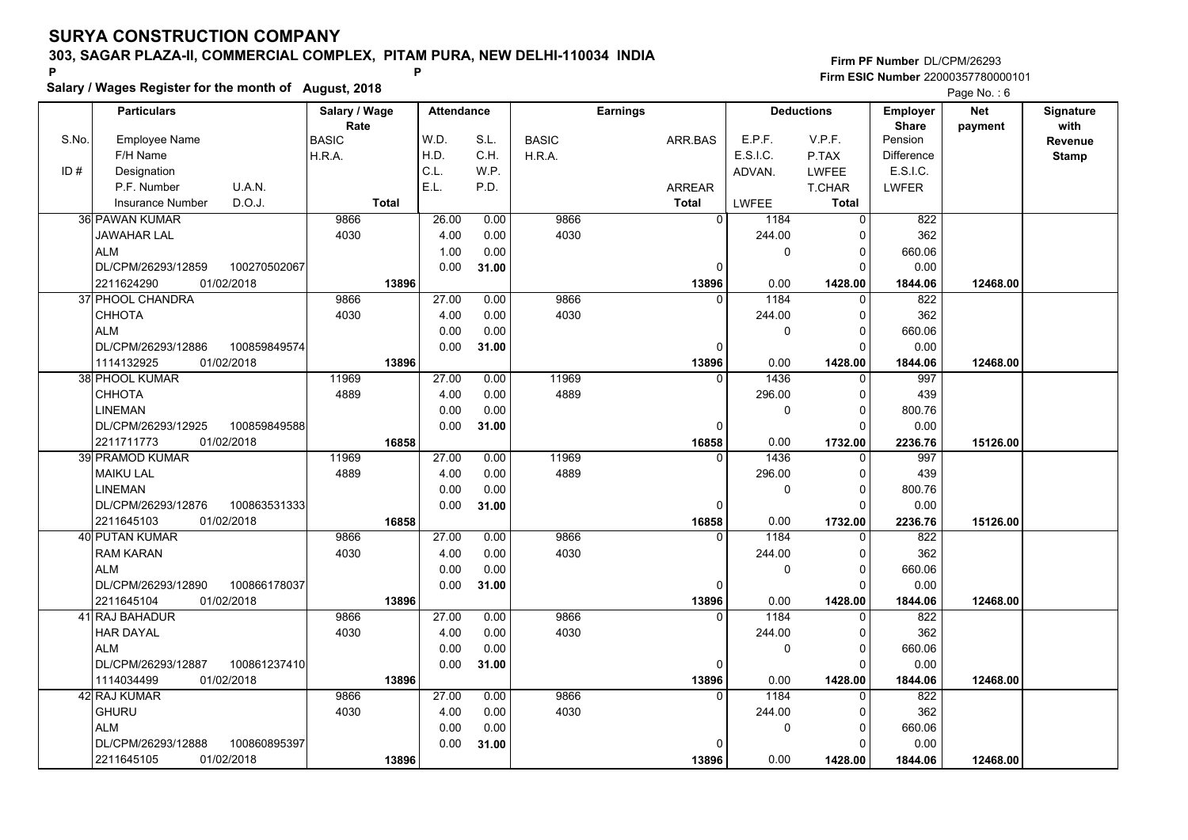# SURYA CONSTRUCTION COMPANY

## 303, SAGAR PLAZA-II, COMMERCIAL COMPLEX, PITAM PURA, NEW DELHI-110034 INDIA

P P

**Salary / Wages Register for the month of August, 2018**

Firm PF Number DL/CPM/26293
Firm ESIC Number 22000357780000101

| S.No. / ID # | Particulars: Employee Name / F/H Name / Designation / P.F. Number, U.A.N. / Insurance Number, D.O.J. | Salary / Wage Rate: BASIC / H.R.A. / Total | Attendance: W.D. / H.D. / C.L. / E.L. | Attendance: S.L. / C.H. / W.P. / P.D. | Earnings: BASIC / H.R.A. | Earnings: ARR.BAS / ARREAR / Total | Deductions: E.P.F. / E.S.I.C. / ADVAN. / LWFEE | Deductions: V.P.F. / P.TAX / LWFEE / T.CHAR / Total | Employer Share: Pension / Difference / E.S.I.C. / LWFER | Net payment | Signature with Revenue Stamp |
|---|---|---|---|---|---|---|---|---|---|---|---|
| 36 | PAWAN KUMAR<br>JAWAHAR LAL<br>ALM<br>DL/CPM/26293/12859 100270502067<br>2211624290 01/02/2018 | 9866<br>4030<br>13896 | 26.00<br>4.00<br>1.00<br>0.00 | 0.00<br>0.00<br>0.00<br>31.00 | 9866<br>4030 | 0<br>0<br>13896 | 1184<br>244.00<br>0<br>0.00 | 0<br>0<br>0<br>0<br>1428.00 | 822<br>362<br>660.06<br>0.00<br>1844.06 | 12468.00 | |
| 37 | PHOOL CHANDRA<br>CHHOTA<br>ALM<br>DL/CPM/26293/12886 100859849574<br>1114132925 01/02/2018 | 9866<br>4030<br>13896 | 27.00<br>4.00<br>0.00<br>0.00 | 0.00<br>0.00<br>0.00<br>31.00 | 9866<br>4030 | 0<br>0<br>13896 | 1184<br>244.00<br>0<br>0.00 | 0<br>0<br>0<br>0<br>1428.00 | 822<br>362<br>660.06<br>0.00<br>1844.06 | 12468.00 | |
| 38 | PHOOL KUMAR<br>CHHOTA<br>LINEMAN<br>DL/CPM/26293/12925 100859849588<br>2211711773 01/02/2018 | 11969<br>4889<br>16858 | 27.00<br>4.00<br>0.00<br>0.00 | 0.00<br>0.00<br>0.00<br>31.00 | 11969<br>4889 | 0<br>0<br>16858 | 1436<br>296.00<br>0<br>0.00 | 0<br>0<br>0<br>0<br>1732.00 | 997<br>439<br>800.76<br>0.00<br>2236.76 | 15126.00 | |
| 39 | PRAMOD KUMAR<br>MAIKU LAL<br>LINEMAN<br>DL/CPM/26293/12876 100863531333<br>2211645103 01/02/2018 | 11969<br>4889<br>16858 | 27.00<br>4.00<br>0.00<br>0.00 | 0.00<br>0.00<br>0.00<br>31.00 | 11969<br>4889 | 0<br>0<br>16858 | 1436<br>296.00<br>0<br>0.00 | 0<br>0<br>0<br>0<br>1732.00 | 997<br>439<br>800.76<br>0.00<br>2236.76 | 15126.00 | |
| 40 | PUTAN KUMAR<br>RAM KARAN<br>ALM<br>DL/CPM/26293/12890 100866178037<br>2211645104 01/02/2018 | 9866<br>4030<br>13896 | 27.00<br>4.00<br>0.00<br>0.00 | 0.00<br>0.00<br>0.00<br>31.00 | 9866<br>4030 | 0<br>0<br>13896 | 1184<br>244.00<br>0<br>0.00 | 0<br>0<br>0<br>0<br>1428.00 | 822<br>362<br>660.06<br>0.00<br>1844.06 | 12468.00 | |
| 41 | RAJ BAHADUR<br>HAR DAYAL<br>ALM<br>DL/CPM/26293/12887 100861237410<br>1114034499 01/02/2018 | 9866<br>4030<br>13896 | 27.00<br>4.00<br>0.00<br>0.00 | 0.00<br>0.00<br>0.00<br>31.00 | 9866<br>4030 | 0<br>0<br>13896 | 1184<br>244.00<br>0<br>0.00 | 0<br>0<br>0<br>0<br>1428.00 | 822<br>362<br>660.06<br>0.00<br>1844.06 | 12468.00 | |
| 42 | RAJ KUMAR<br>GHURU<br>ALM<br>DL/CPM/26293/12888 100860895397<br>2211645105 01/02/2018 | 9866<br>4030<br>13896 | 27.00<br>4.00<br>0.00<br>0.00 | 0.00<br>0.00<br>0.00<br>31.00 | 9866<br>4030 | 0<br>0<br>13896 | 1184<br>244.00<br>0<br>0.00 | 0<br>0<br>0<br>0<br>1428.00 | 822<br>362<br>660.06<br>0.00<br>1844.06 | 12468.00 | |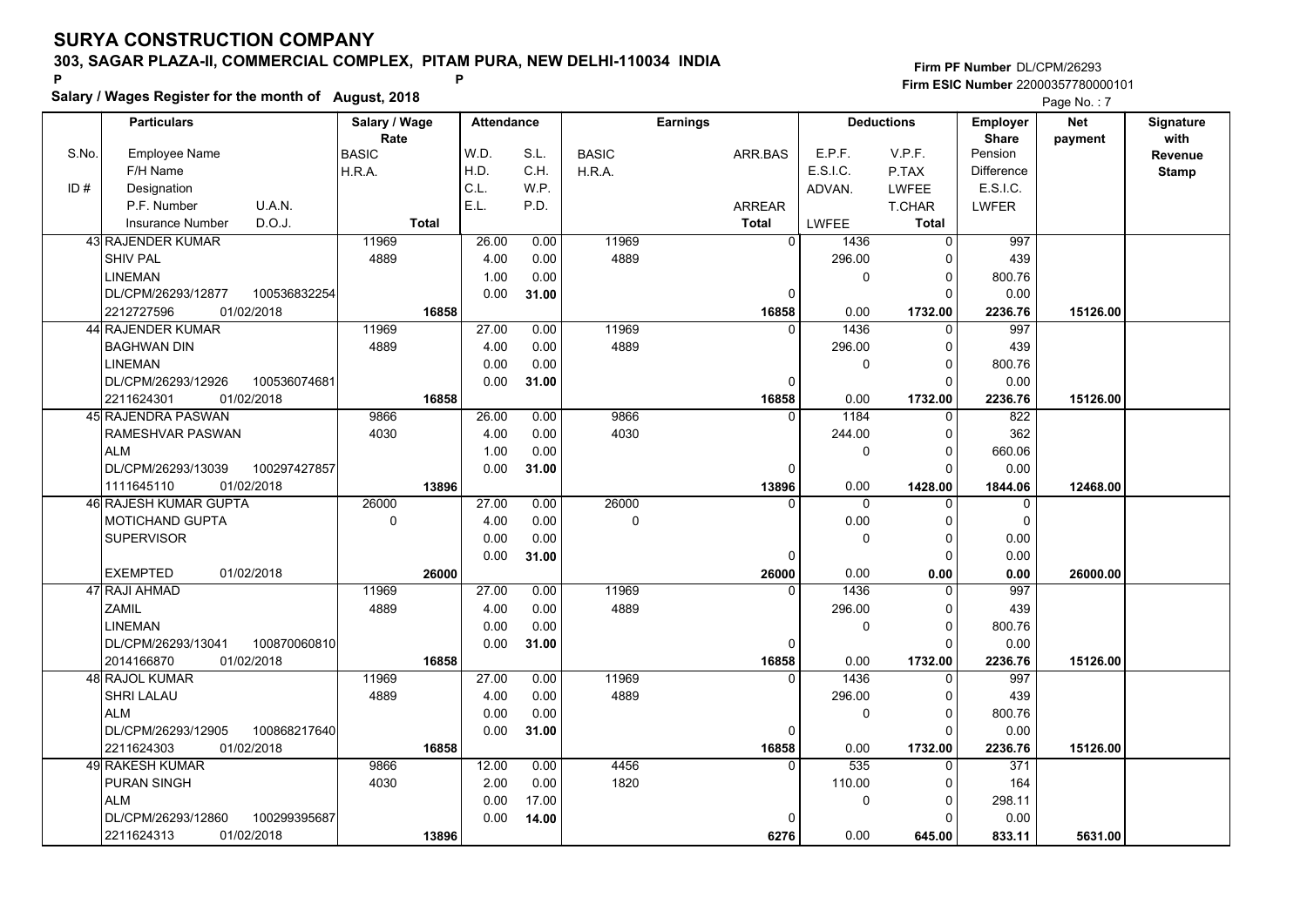# SURYA CONSTRUCTION COMPANY

**303, SAGAR PLAZA-II, COMMERCIAL COMPLEX, PITAM PURA, NEW DELHI-110034 INDIA**

**Salary / Wages Register for the month of August, 2018**

**Firm PF Number** DL/CPM/26293
**Firm ESIC Number** 22000357780000101

| S.No. / ID # | Employee Name / F/H Name / Designation / P.F. Number, U.A.N. / Insurance Number, D.O.J. | Salary / Wage Rate: BASIC / H.R.A. / Total | Attendance: W.D. / H.D. / C.L. / E.L. | S.L. / C.H. / W.P. / P.D. | Earnings: BASIC / H.R.A. | ARR.BAS / ARREAR / Total | Deductions: E.P.F. / E.S.I.C. / ADVAN. / LWFEE | V.P.F. / P.TAX / LWFEE / T.CHAR / Total | Employer Share: Pension / Difference / E.S.I.C. / LWFER | Net payment | Signature with Revenue Stamp |
|---|---|---|---|---|---|---|---|---|---|---|---|
| 43 | RAJENDER KUMAR / SHIV PAL / LINEMAN / DL/CPM/26293/12877, 100536832254 / 2212727596, 01/02/2018 | 11969 / 4889 / 16858 | 26.00 / 4.00 / 1.00 / 0.00 | 0.00 / 0.00 / 0.00 / 31.00 | 11969 / 4889 | 0 / 0 / 16858 | 1436 / 296.00 / 0 / 0.00 | 0 / 0 / 0 / 0 / 1732.00 | 997 / 439 / 800.76 / 0.00 / 2236.76 | 15126.00 | |
| 44 | RAJENDER KUMAR / BAGHWAN DIN / LINEMAN / DL/CPM/26293/12926, 100536074681 / 2211624301, 01/02/2018 | 11969 / 4889 / 16858 | 27.00 / 4.00 / 0.00 / 0.00 | 0.00 / 0.00 / 0.00 / 31.00 | 11969 / 4889 | 0 / 0 / 16858 | 1436 / 296.00 / 0 / 0.00 | 0 / 0 / 0 / 0 / 1732.00 | 997 / 439 / 800.76 / 0.00 / 2236.76 | 15126.00 | |
| 45 | RAJENDRA PASWAN / RAMESHVAR PASWAN / ALM / DL/CPM/26293/13039, 100297427857 / 1111645110, 01/02/2018 | 9866 / 4030 / 13896 | 26.00 / 4.00 / 1.00 / 0.00 | 0.00 / 0.00 / 0.00 / 31.00 | 9866 / 4030 | 0 / 0 / 13896 | 1184 / 244.00 / 0 / 0.00 | 0 / 0 / 0 / 0 / 1428.00 | 822 / 362 / 660.06 / 0.00 / 1844.06 | 12468.00 | |
| 46 | RAJESH KUMAR GUPTA / MOTICHAND GUPTA / SUPERVISOR / / EXEMPTED, 01/02/2018 | 26000 / 0 / 26000 | 27.00 / 4.00 / 0.00 / 0.00 | 0.00 / 0.00 / 0.00 / 31.00 | 26000 / 0 | 0 / 0 / 26000 | 0 / 0.00 / 0 / 0.00 | 0 / 0 / 0 / 0 / 0.00 | 0 / 0 / 0.00 / 0.00 / 0.00 | 26000.00 | |
| 47 | RAJI AHMAD / ZAMIL / LINEMAN / DL/CPM/26293/13041, 100870060810 / 2014166870, 01/02/2018 | 11969 / 4889 / 16858 | 27.00 / 4.00 / 0.00 / 0.00 | 0.00 / 0.00 / 0.00 / 31.00 | 11969 / 4889 | 0 / 0 / 16858 | 1436 / 296.00 / 0 / 0.00 | 0 / 0 / 0 / 0 / 1732.00 | 997 / 439 / 800.76 / 0.00 / 2236.76 | 15126.00 | |
| 48 | RAJOL KUMAR / SHRI LALAU / ALM / DL/CPM/26293/12905, 100868217640 / 2211624303, 01/02/2018 | 11969 / 4889 / 16858 | 27.00 / 4.00 / 0.00 / 0.00 | 0.00 / 0.00 / 0.00 / 31.00 | 11969 / 4889 | 0 / 0 / 16858 | 1436 / 296.00 / 0 / 0.00 | 0 / 0 / 0 / 0 / 1732.00 | 997 / 439 / 800.76 / 0.00 / 2236.76 | 15126.00 | |
| 49 | RAKESH KUMAR / PURAN SINGH / ALM / DL/CPM/26293/12860, 100299395687 / 2211624313, 01/02/2018 | 9866 / 4030 / 13896 | 12.00 / 2.00 / 0.00 / 0.00 | 0.00 / 0.00 / 17.00 / 14.00 | 4456 / 1820 | 0 / 0 / 6276 | 535 / 110.00 / 0 / 0.00 | 0 / 0 / 0 / 0 / 645.00 | 371 / 164 / 298.11 / 0.00 / 833.11 | 5631.00 | |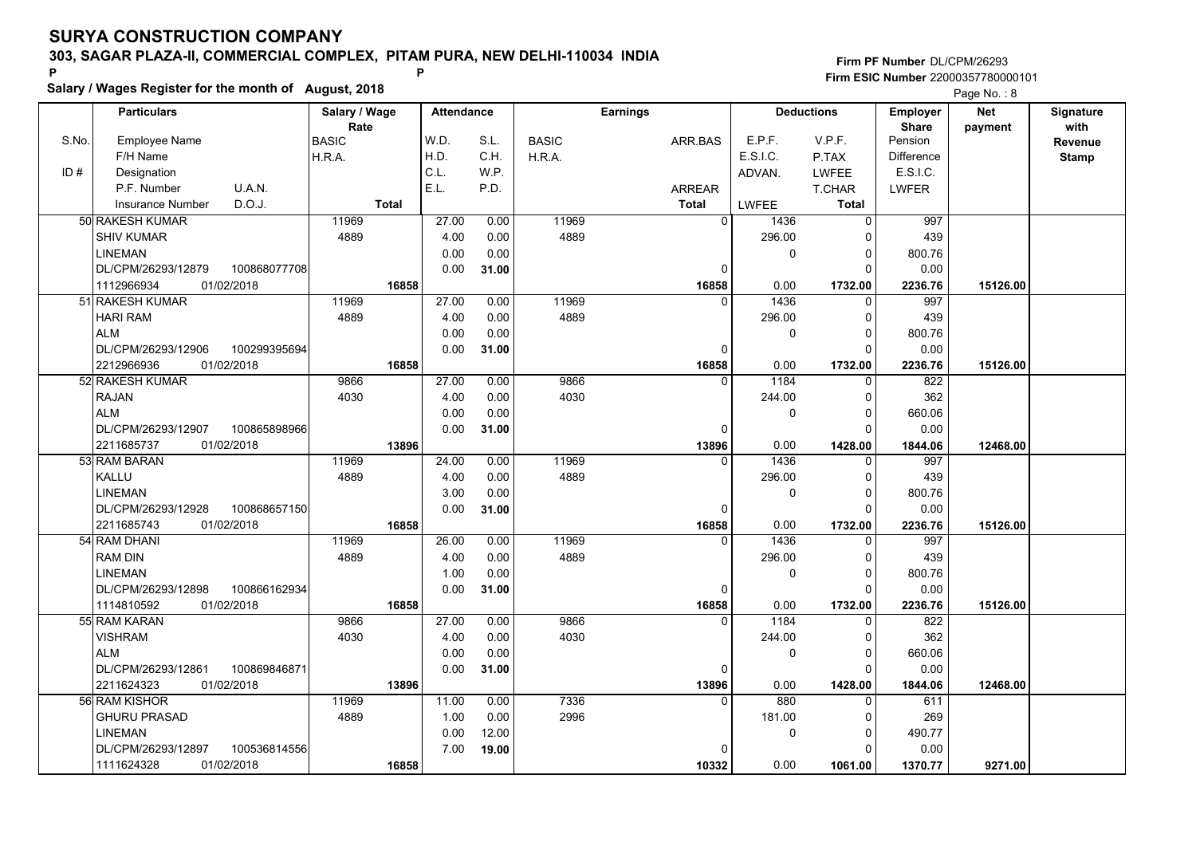# SURYA CONSTRUCTION COMPANY

**303, SAGAR PLAZA-II, COMMERCIAL COMPLEX, PITAM PURA, NEW DELHI-110034 INDIA**

**Salary / Wages Register for the month of August, 2018**

**Firm PF Number** DL/CPM/26293
**Firm ESIC Number** 22000357780000101

| S.No. / ID # | Particulars (Employee Name / F/H Name / Designation / P.F. Number / U.A.N. / Insurance Number / D.O.J.) | Salary / Wage Rate (BASIC / H.R.A. / Total) | Attendance (W.D. / H.D. / C.L. / E.L.) | Attendance (S.L. / C.H. / W.P. / P.D.) | Earnings (BASIC / H.R.A.) | Earnings (ARR.BAS / ARREAR / Total) | Deductions (E.P.F. / E.S.I.C. / ADVAN. / LWFEE) | Deductions (V.P.F. / P.TAX / LWFEE / T.CHAR / Total) | Employer Share (Pension / Difference / E.S.I.C. / LWFER) | Net payment | Signature with Revenue Stamp |
|---|---|---|---|---|---|---|---|---|---|---|---|
| 50 | RAKESH KUMAR<br>SHIV KUMAR<br>LINEMAN<br>DL/CPM/26293/12879 100868077708<br>1112966934 01/02/2018 | 11969<br>4889<br>16858 | 27.00<br>4.00<br>0.00<br>0.00 | 0.00<br>0.00<br>0.00<br>31.00 | 11969<br>4889 | 0<br>0<br>16858 | 1436<br>296.00<br>0<br>0.00 | 0<br>0<br>0<br>0<br>1732.00 | 997<br>439<br>800.76<br>0.00<br>2236.76 | 15126.00 | |
| 51 | RAKESH KUMAR<br>HARI RAM<br>ALM<br>DL/CPM/26293/12906 100299395694<br>2212966936 01/02/2018 | 11969<br>4889<br>16858 | 27.00<br>4.00<br>0.00<br>0.00 | 0.00<br>0.00<br>0.00<br>31.00 | 11969<br>4889 | 0<br>0<br>16858 | 1436<br>296.00<br>0<br>0.00 | 0<br>0<br>0<br>0<br>1732.00 | 997<br>439<br>800.76<br>0.00<br>2236.76 | 15126.00 | |
| 52 | RAKESH KUMAR<br>RAJAN<br>ALM<br>DL/CPM/26293/12907 100865898966<br>2211685737 01/02/2018 | 9866<br>4030<br>13896 | 27.00<br>4.00<br>0.00<br>0.00 | 0.00<br>0.00<br>0.00<br>31.00 | 9866<br>4030 | 0<br>0<br>13896 | 1184<br>244.00<br>0<br>0.00 | 0<br>0<br>0<br>0<br>1428.00 | 822<br>362<br>660.06<br>0.00<br>1844.06 | 12468.00 | |
| 53 | RAM BARAN<br>KALLU<br>LINEMAN<br>DL/CPM/26293/12928 100868657150<br>2211685743 01/02/2018 | 11969<br>4889<br>16858 | 24.00<br>4.00<br>3.00<br>0.00 | 0.00<br>0.00<br>0.00<br>31.00 | 11969<br>4889 | 0<br>0<br>16858 | 1436<br>296.00<br>0<br>0.00 | 0<br>0<br>0<br>0<br>1732.00 | 997<br>439<br>800.76<br>0.00<br>2236.76 | 15126.00 | |
| 54 | RAM DHANI<br>RAM DIN<br>LINEMAN<br>DL/CPM/26293/12898 100866162934<br>1114810592 01/02/2018 | 11969<br>4889<br>16858 | 26.00<br>4.00<br>1.00<br>0.00 | 0.00<br>0.00<br>0.00<br>31.00 | 11969<br>4889 | 0<br>0<br>16858 | 1436<br>296.00<br>0<br>0.00 | 0<br>0<br>0<br>0<br>1732.00 | 997<br>439<br>800.76<br>0.00<br>2236.76 | 15126.00 | |
| 55 | RAM KARAN<br>VISHRAM<br>ALM<br>DL/CPM/26293/12861 100869846871<br>2211624323 01/02/2018 | 9866<br>4030<br>13896 | 27.00<br>4.00<br>0.00<br>0.00 | 0.00<br>0.00<br>0.00<br>31.00 | 9866<br>4030 | 0<br>0<br>13896 | 1184<br>244.00<br>0<br>0.00 | 0<br>0<br>0<br>0<br>1428.00 | 822<br>362<br>660.06<br>0.00<br>1844.06 | 12468.00 | |
| 56 | RAM KISHOR<br>GHURU PRASAD<br>LINEMAN<br>DL/CPM/26293/12897 100536814556<br>1111624328 01/02/2018 | 11969<br>4889<br>16858 | 11.00<br>1.00<br>0.00<br>7.00 | 0.00<br>0.00<br>12.00<br>19.00 | 7336<br>2996 | 0<br>0<br>10332 | 880<br>181.00<br>0<br>0.00 | 0<br>0<br>0<br>0<br>1061.00 | 611<br>269<br>490.77<br>0.00<br>1370.77 | 9271.00 | |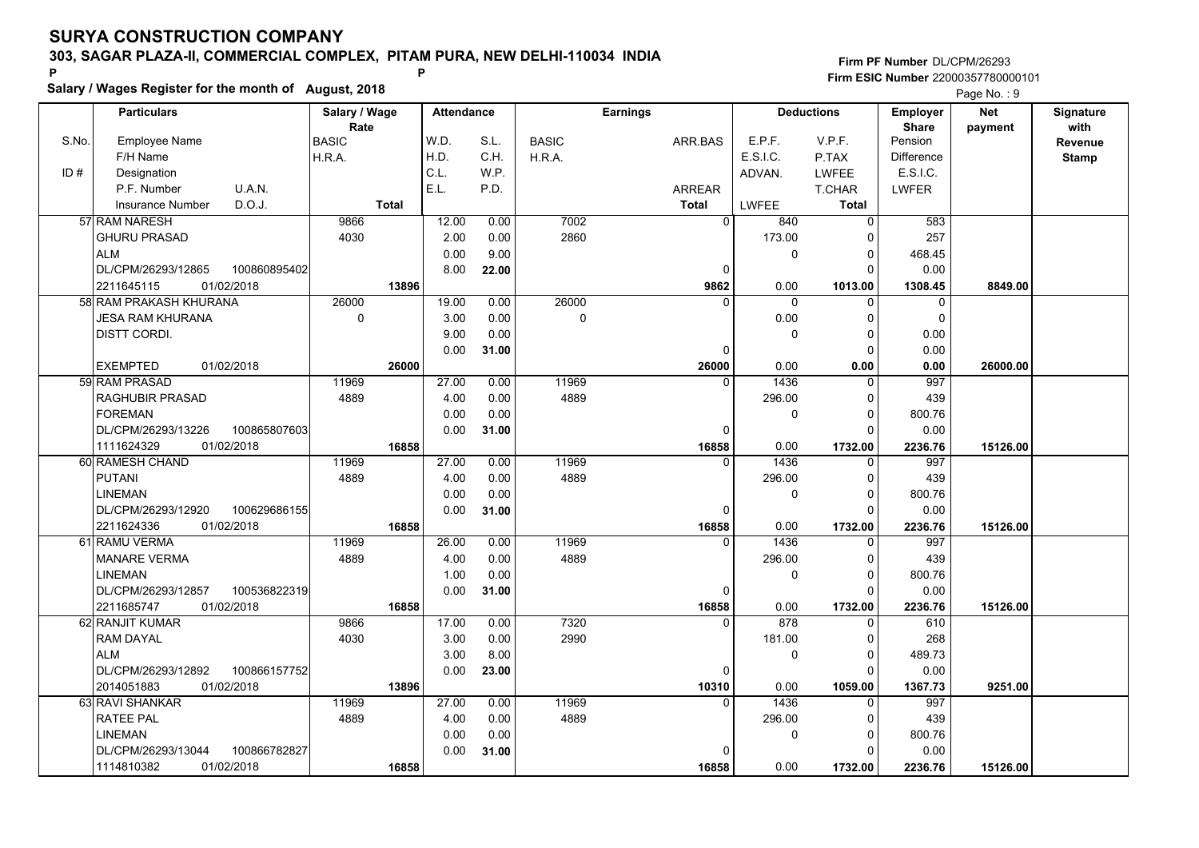# SURYA CONSTRUCTION COMPANY

## 303, SAGAR PLAZA-II, COMMERCIAL COMPLEX, PITAM PURA, NEW DELHI-110034 INDIA

**Salary / Wages Register for the month of August, 2018**

Firm PF Number DL/CPM/26293
Firm ESIC Number 22000357780000101

| S.No. | Particulars: Employee Name / F/H Name / ID# Designation / P.F. Number, U.A.N. / Insurance Number, D.O.J. | Salary / Wage Rate: BASIC / H.R.A. / Total | Attendance: W.D. / H.D. / C.L. / E.L. | Attendance: S.L. / C.H. / W.P. / P.D. | Earnings: BASIC / H.R.A. | Earnings: ARR.BAS / ARREAR / Total | Deductions: E.P.F. / E.S.I.C. / ADVAN. / LWFEE | Deductions: V.P.F. / P.TAX / LWFEE / T.CHAR / Total | Employer Share: Pension / Difference / E.S.I.C. / LWFER | Net payment | Signature with Revenue Stamp |
|---|---|---|---|---|---|---|---|---|---|---|---|
| 57 | RAM NARESH / GHURU PRASAD / ALM / DL/CPM/26293/12865, 100860895402 / 2211645115, 01/02/2018 | 9866 / 4030 / 13896 | 12.00 / 2.00 / 0.00 / 8.00 | 0.00 / 0.00 / 9.00 / 22.00 | 7002 / 2860 | 0 / 0 / 9862 | 840 / 173.00 / 0 / 0.00 | 0 / 0 / 0 / 0 / 1013.00 | 583 / 257 / 468.45 / 0.00 / 1308.45 | 8849.00 | |
| 58 | RAM PRAKASH KHURANA / JESA RAM KHURANA / DISTT CORDI. / EXEMPTED, 01/02/2018 | 26000 / 0 / 26000 | 19.00 / 3.00 / 9.00 / 0.00 | 0.00 / 0.00 / 0.00 / 31.00 | 26000 / 0 | 0 / 0 / 26000 | 0 / 0.00 / 0 / 0.00 | 0 / 0 / 0 / 0 / 0.00 | 0 / 0 / 0.00 / 0.00 / 0.00 | 26000.00 | |
| 59 | RAM PRASAD / RAGHUBIR PRASAD / FOREMAN / DL/CPM/26293/13226, 100865807603 / 1111624329, 01/02/2018 | 11969 / 4889 / 16858 | 27.00 / 4.00 / 0.00 / 0.00 | 0.00 / 0.00 / 0.00 / 31.00 | 11969 / 4889 | 0 / 0 / 16858 | 1436 / 296.00 / 0 / 0.00 | 0 / 0 / 0 / 0 / 1732.00 | 997 / 439 / 800.76 / 0.00 / 2236.76 | 15126.00 | |
| 60 | RAMESH CHAND / PUTANI / LINEMAN / DL/CPM/26293/12920, 100629686155 / 2211624336, 01/02/2018 | 11969 / 4889 / 16858 | 27.00 / 4.00 / 0.00 / 0.00 | 0.00 / 0.00 / 0.00 / 31.00 | 11969 / 4889 | 0 / 0 / 16858 | 1436 / 296.00 / 0 / 0.00 | 0 / 0 / 0 / 0 / 1732.00 | 997 / 439 / 800.76 / 0.00 / 2236.76 | 15126.00 | |
| 61 | RAMU VERMA / MANARE VERMA / LINEMAN / DL/CPM/26293/12857, 100536822319 / 2211685747, 01/02/2018 | 11969 / 4889 / 16858 | 26.00 / 4.00 / 1.00 / 0.00 | 0.00 / 0.00 / 0.00 / 31.00 | 11969 / 4889 | 0 / 0 / 16858 | 1436 / 296.00 / 0 / 0.00 | 0 / 0 / 0 / 0 / 1732.00 | 997 / 439 / 800.76 / 0.00 / 2236.76 | 15126.00 | |
| 62 | RANJIT KUMAR / RAM DAYAL / ALM / DL/CPM/26293/12892, 100866157752 / 2014051883, 01/02/2018 | 9866 / 4030 / 13896 | 17.00 / 3.00 / 3.00 / 0.00 | 0.00 / 0.00 / 8.00 / 23.00 | 7320 / 2990 | 0 / 0 / 10310 | 878 / 181.00 / 0 / 0.00 | 0 / 0 / 0 / 0 / 1059.00 | 610 / 268 / 489.73 / 0.00 / 1367.73 | 9251.00 | |
| 63 | RAVI SHANKAR / RATEE PAL / LINEMAN / DL/CPM/26293/13044, 100866782827 / 1114810382, 01/02/2018 | 11969 / 4889 / 16858 | 27.00 / 4.00 / 0.00 / 0.00 | 0.00 / 0.00 / 0.00 / 31.00 | 11969 / 4889 | 0 / 0 / 16858 | 1436 / 296.00 / 0 / 0.00 | 0 / 0 / 0 / 0 / 1732.00 | 997 / 439 / 800.76 / 0.00 / 2236.76 | 15126.00 | |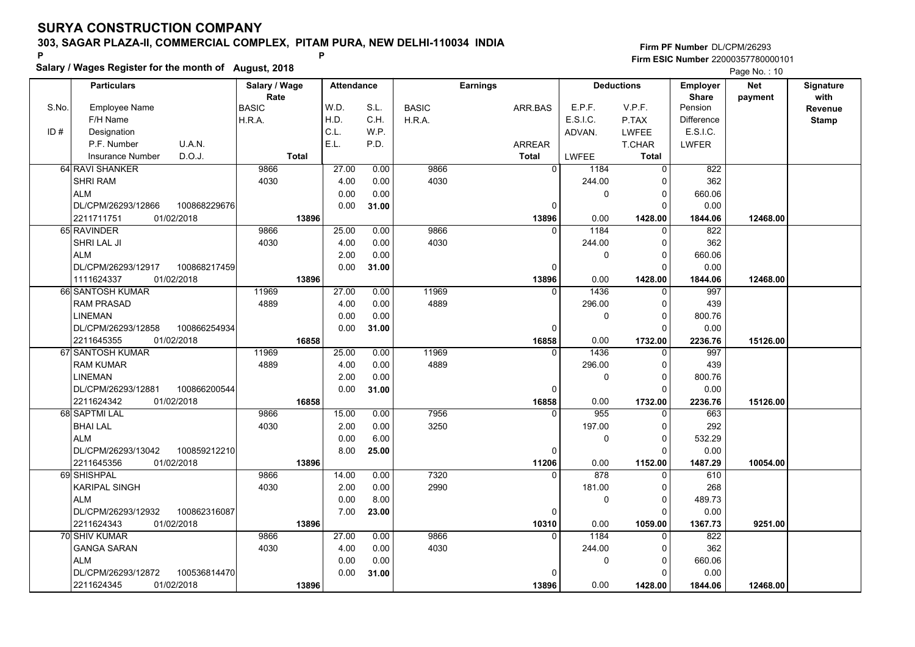# SURYA CONSTRUCTION COMPANY

## 303, SAGAR PLAZA-II, COMMERCIAL COMPLEX, PITAM PURA, NEW DELHI-110034 INDIA

**Salary / Wages Register for the month of August, 2018**

Firm PF Number DL/CPM/26293

Firm ESIC Number 22000357780000101

Page No. : 10

| S.No. / ID # | Employee Name / F/H Name / Designation / P.F. Number / U.A.N. / Insurance Number / D.O.J. | Salary / Wage Rate: BASIC / H.R.A. / Total | Attendance: W.D. / H.D. / C.L. / E.L. | Attendance: S.L. / C.H. / W.P. / P.D. | Earnings: BASIC / H.R.A. | Earnings: ARR.BAS / ARREAR / Total | Deductions: E.P.F. / E.S.I.C. / ADVAN. / LWFEE | Deductions: V.P.F. / P.TAX / LWFEE / T.CHAR / Total | Employer Share: Pension / Difference / E.S.I.C. / LWFER | Net payment | Signature with Revenue Stamp |
|---|---|---|---|---|---|---|---|---|---|---|---|
| 64 | RAVI SHANKER<br>SHRI RAM<br>ALM<br>DL/CPM/26293/12866 100868229676<br>2211711751 01/02/2018 | 9866<br>4030<br>13896 | 27.00<br>4.00<br>0.00<br>0.00 | 0.00<br>0.00<br>0.00<br>31.00 | 9866<br>4030 | 0<br>0<br>13896 | 1184<br>244.00<br>0<br>0.00 | 0<br>0<br>0<br>0<br>1428.00 | 822<br>362<br>660.06<br>0.00<br>1844.06 | 12468.00 | |
| 65 | RAVINDER<br>SHRI LAL JI<br>ALM<br>DL/CPM/26293/12917 100868217459<br>1111624337 01/02/2018 | 9866<br>4030<br>13896 | 25.00<br>4.00<br>2.00<br>0.00 | 0.00<br>0.00<br>0.00<br>31.00 | 9866<br>4030 | 0<br>0<br>13896 | 1184<br>244.00<br>0<br>0.00 | 0<br>0<br>0<br>0<br>1428.00 | 822<br>362<br>660.06<br>0.00<br>1844.06 | 12468.00 | |
| 66 | SANTOSH KUMAR<br>RAM PRASAD<br>LINEMAN<br>DL/CPM/26293/12858 100866254934<br>2211645355 01/02/2018 | 11969<br>4889<br>16858 | 27.00<br>4.00<br>0.00<br>0.00 | 0.00<br>0.00<br>0.00<br>31.00 | 11969<br>4889 | 0<br>0<br>16858 | 1436<br>296.00<br>0<br>0.00 | 0<br>0<br>0<br>0<br>1732.00 | 997<br>439<br>800.76<br>0.00<br>2236.76 | 15126.00 | |
| 67 | SANTOSH KUMAR<br>RAM KUMAR<br>LINEMAN<br>DL/CPM/26293/12881 100866200544<br>2211624342 01/02/2018 | 11969<br>4889<br>16858 | 25.00<br>4.00<br>2.00<br>0.00 | 0.00<br>0.00<br>0.00<br>31.00 | 11969<br>4889 | 0<br>0<br>16858 | 1436<br>296.00<br>0<br>0.00 | 0<br>0<br>0<br>0<br>1732.00 | 997<br>439<br>800.76<br>0.00<br>2236.76 | 15126.00 | |
| 68 | SAPTMI LAL<br>BHAI LAL<br>ALM<br>DL/CPM/26293/13042 100859212210<br>2211645356 01/02/2018 | 9866<br>4030<br>13896 | 15.00<br>2.00<br>0.00<br>8.00 | 0.00<br>0.00<br>6.00<br>25.00 | 7956<br>3250 | 0<br>0<br>11206 | 955<br>197.00<br>0<br>0.00 | 0<br>0<br>0<br>0<br>1152.00 | 663<br>292<br>532.29<br>0.00<br>1487.29 | 10054.00 | |
| 69 | SHISHPAL<br>KARIPAL SINGH<br>ALM<br>DL/CPM/26293/12932 100862316087<br>2211624343 01/02/2018 | 9866<br>4030<br>13896 | 14.00<br>2.00<br>0.00<br>7.00 | 0.00<br>0.00<br>8.00<br>23.00 | 7320<br>2990 | 0<br>0<br>10310 | 878<br>181.00<br>0<br>0.00 | 0<br>0<br>0<br>0<br>1059.00 | 610<br>268<br>489.73<br>0.00<br>1367.73 | 9251.00 | |
| 70 | SHIV KUMAR<br>GANGA SARAN<br>ALM<br>DL/CPM/26293/12872 100536814470<br>2211624345 01/02/2018 | 9866<br>4030<br>13896 | 27.00<br>4.00<br>0.00<br>0.00 | 0.00<br>0.00<br>0.00<br>31.00 | 9866<br>4030 | 0<br>0<br>13896 | 1184<br>244.00<br>0<br>0.00 | 0<br>0<br>0<br>0<br>1428.00 | 822<br>362<br>660.06<br>0.00<br>1844.06 | 12468.00 | |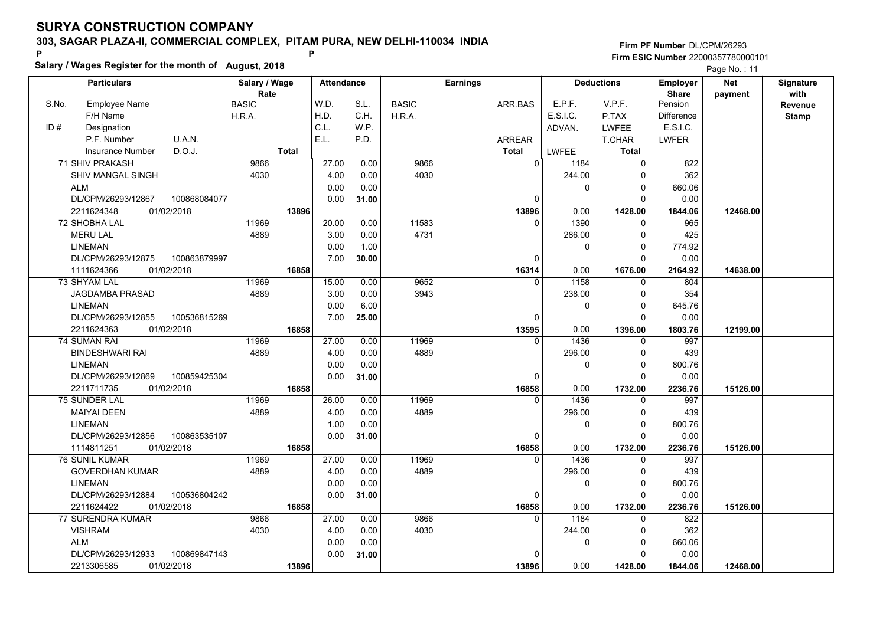# SURYA CONSTRUCTION COMPANY

**303, SAGAR PLAZA-II, COMMERCIAL COMPLEX, PITAM PURA, NEW DELHI-110034 INDIA**

P P

**Salary / Wages Register for the month of August, 2018**

**Firm PF Number** DL/CPM/26293

**Firm ESIC Number** 22000357780000101

Page No. : 11

| S.No. / ID # | Particulars: Employee Name / F/H Name / Designation / P.F. Number / U.A.N. / Insurance Number / D.O.J. | Salary / Wage Rate: BASIC / H.R.A. / Total | Attendance: W.D. / H.D. / C.L. / E.L. | Attendance: S.L. / C.H. / W.P. / P.D. | Earnings: BASIC / H.R.A. | Earnings: ARR.BAS / ARREAR / Total | Deductions: E.P.F. / E.S.I.C. / ADVAN. / LWFEE | Deductions: V.P.F. / P.TAX / LWFEE / T.CHAR / Total | Employer Share: Pension / Difference / E.S.I.C. / LWFER | Net payment | Signature with Revenue Stamp |
|---|---|---|---|---|---|---|---|---|---|---|---|
| 71 | SHIV PRAKASH<br>SHIV MANGAL SINGH<br>ALM<br>DL/CPM/26293/12867 100868084077<br>2211624348 01/02/2018 | 9866<br>4030<br>**13896** | 27.00<br>4.00<br>0.00<br>0.00 | 0.00<br>0.00<br>0.00<br>**31.00** | 9866<br>4030 | 0<br>0<br>**13896** | 1184<br>244.00<br>0<br>0.00 | 0<br>0<br>0<br>0<br>**1428.00** | 822<br>362<br>660.06<br>0.00<br>**1844.06** | **12468.00** | |
| 72 | SHOBHA LAL<br>MERU LAL<br>LINEMAN<br>DL/CPM/26293/12875 100863879997<br>1111624366 01/02/2018 | 11969<br>4889<br>**16858** | 20.00<br>3.00<br>0.00<br>7.00 | 0.00<br>0.00<br>1.00<br>**30.00** | 11583<br>4731 | 0<br>0<br>**16314** | 1390<br>286.00<br>0<br>0.00 | 0<br>0<br>0<br>0<br>**1676.00** | 965<br>425<br>774.92<br>0.00<br>**2164.92** | **14638.00** | |
| 73 | SHYAM LAL<br>JAGDAMBA PRASAD<br>LINEMAN<br>DL/CPM/26293/12855 100536815269<br>2211624363 01/02/2018 | 11969<br>4889<br>**16858** | 15.00<br>3.00<br>0.00<br>7.00 | 0.00<br>0.00<br>6.00<br>**25.00** | 9652<br>3943 | 0<br>0<br>**13595** | 1158<br>238.00<br>0<br>0.00 | 0<br>0<br>0<br>0<br>**1396.00** | 804<br>354<br>645.76<br>0.00<br>**1803.76** | **12199.00** | |
| 74 | SUMAN RAI<br>BINDESHWARI RAI<br>LINEMAN<br>DL/CPM/26293/12869 100859425304<br>2211711735 01/02/2018 | 11969<br>4889<br>**16858** | 27.00<br>4.00<br>0.00<br>0.00 | 0.00<br>0.00<br>0.00<br>**31.00** | 11969<br>4889 | 0<br>0<br>**16858** | 1436<br>296.00<br>0<br>0.00 | 0<br>0<br>0<br>0<br>**1732.00** | 997<br>439<br>800.76<br>0.00<br>**2236.76** | **15126.00** | |
| 75 | SUNDER LAL<br>MAIYAI DEEN<br>LINEMAN<br>DL/CPM/26293/12856 100863535107<br>1114811251 01/02/2018 | 11969<br>4889<br>**16858** | 26.00<br>4.00<br>1.00<br>0.00 | 0.00<br>0.00<br>0.00<br>**31.00** | 11969<br>4889 | 0<br>0<br>**16858** | 1436<br>296.00<br>0<br>0.00 | 0<br>0<br>0<br>0<br>**1732.00** | 997<br>439<br>800.76<br>0.00<br>**2236.76** | **15126.00** | |
| 76 | SUNIL KUMAR<br>GOVERDHAN KUMAR<br>LINEMAN<br>DL/CPM/26293/12884 100536804242<br>2211624422 01/02/2018 | 11969<br>4889<br>**16858** | 27.00<br>4.00<br>0.00<br>0.00 | 0.00<br>0.00<br>0.00<br>**31.00** | 11969<br>4889 | 0<br>0<br>**16858** | 1436<br>296.00<br>0<br>0.00 | 0<br>0<br>0<br>0<br>**1732.00** | 997<br>439<br>800.76<br>0.00<br>**2236.76** | **15126.00** | |
| 77 | SURENDRA KUMAR<br>VISHRAM<br>ALM<br>DL/CPM/26293/12933 100869847143<br>2213306585 01/02/2018 | 9866<br>4030<br>**13896** | 27.00<br>4.00<br>0.00<br>0.00 | 0.00<br>0.00<br>0.00<br>**31.00** | 9866<br>4030 | 0<br>0<br>**13896** | 1184<br>244.00<br>0<br>0.00 | 0<br>0<br>0<br>0<br>**1428.00** | 822<br>362<br>660.06<br>0.00<br>**1844.06** | **12468.00** | |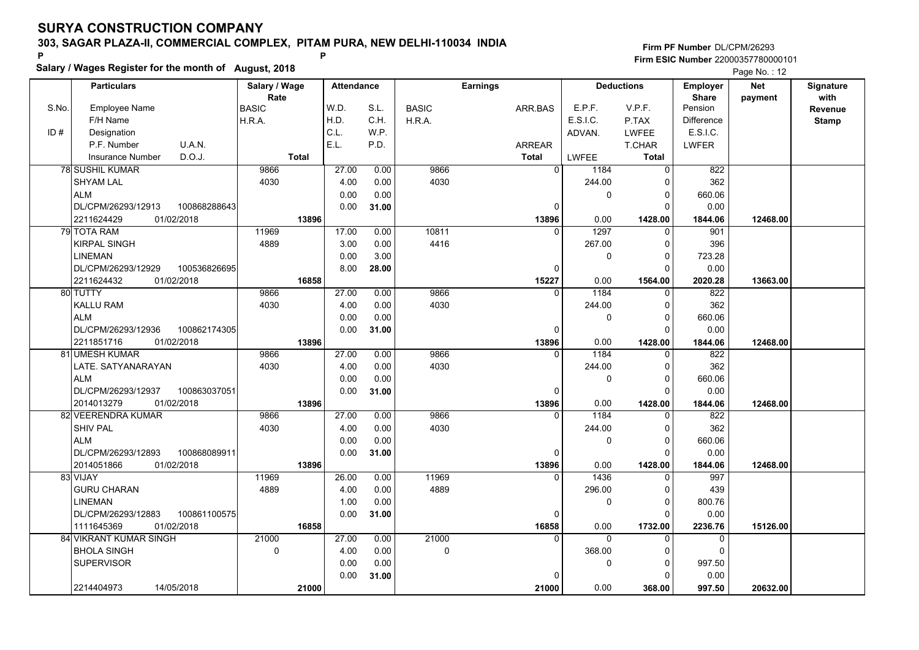# SURYA CONSTRUCTION COMPANY

## 303, SAGAR PLAZA-II, COMMERCIAL COMPLEX, PITAM PURA, NEW DELHI-110034 INDIA

P P

**Salary / Wages Register for the month of August, 2018**

Firm PF Number DL/CPM/26293
Firm ESIC Number 22000357780000101

| S.No. / ID # | Employee Name / F/H Name / Designation / P.F. Number / U.A.N. / Insurance Number / D.O.J. | Salary / Wage Rate: BASIC / H.R.A. / Total | Attendance: W.D. / H.D. / C.L. / E.L. | S.L. / C.H. / W.P. / P.D. | Earnings: BASIC / H.R.A. | ARR.BAS / ARREAR / Total | Deductions: E.P.F. / E.S.I.C. / ADVAN. / LWFEE | V.P.F. / P.TAX / LWFEE / T.CHAR / Total | Employer Share: Pension / Difference / E.S.I.C. / LWFER | Net payment | Signature with Revenue Stamp |
|---|---|---|---|---|---|---|---|---|---|---|---|
| 78 | SUSHIL KUMAR / SHYAM LAL / ALM / DL/CPM/26293/12913 / 100868288643 / 2211624429 / 01/02/2018 | 9866 / 4030 / 13896 | 27.00 / 4.00 / 0.00 / 0.00 | 0.00 / 0.00 / 0.00 / 31.00 | 9866 / 4030 | 0 / 0 / 13896 | 1184 / 244.00 / 0 / 0.00 | 0 / 0 / 0 / 0 / 1428.00 | 822 / 362 / 660.06 / 0.00 / 1844.06 | 12468.00 | |
| 79 | TOTA RAM / KIRPAL SINGH / LINEMAN / DL/CPM/26293/12929 / 100536826695 / 2211624432 / 01/02/2018 | 11969 / 4889 / 16858 | 17.00 / 3.00 / 0.00 / 8.00 | 0.00 / 0.00 / 3.00 / 28.00 | 10811 / 4416 | 0 / 0 / 15227 | 1297 / 267.00 / 0 / 0.00 | 0 / 0 / 0 / 0 / 1564.00 | 901 / 396 / 723.28 / 0.00 / 2020.28 | 13663.00 | |
| 80 | TUTTY / KALLU RAM / ALM / DL/CPM/26293/12936 / 100862174305 / 2211851716 / 01/02/2018 | 9866 / 4030 / 13896 | 27.00 / 4.00 / 0.00 / 0.00 | 0.00 / 0.00 / 0.00 / 31.00 | 9866 / 4030 | 0 / 0 / 13896 | 1184 / 244.00 / 0 / 0.00 | 0 / 0 / 0 / 0 / 1428.00 | 822 / 362 / 660.06 / 0.00 / 1844.06 | 12468.00 | |
| 81 | UMESH KUMAR / LATE. SATYANARAYAN / ALM / DL/CPM/26293/12937 / 100863037051 / 2014013279 / 01/02/2018 | 9866 / 4030 / 13896 | 27.00 / 4.00 / 0.00 / 0.00 | 0.00 / 0.00 / 0.00 / 31.00 | 9866 / 4030 | 0 / 0 / 13896 | 1184 / 244.00 / 0 / 0.00 | 0 / 0 / 0 / 0 / 1428.00 | 822 / 362 / 660.06 / 0.00 / 1844.06 | 12468.00 | |
| 82 | VEERENDRA KUMAR / SHIV PAL / ALM / DL/CPM/26293/12893 / 100868089911 / 2014051866 / 01/02/2018 | 9866 / 4030 / 13896 | 27.00 / 4.00 / 0.00 / 0.00 | 0.00 / 0.00 / 0.00 / 31.00 | 9866 / 4030 | 0 / 0 / 13896 | 1184 / 244.00 / 0 / 0.00 | 0 / 0 / 0 / 0 / 1428.00 | 822 / 362 / 660.06 / 0.00 / 1844.06 | 12468.00 | |
| 83 | VIJAY / GURU CHARAN / LINEMAN / DL/CPM/26293/12883 / 100861100575 / 1111645369 / 01/02/2018 | 11969 / 4889 / 16858 | 26.00 / 4.00 / 1.00 / 0.00 | 0.00 / 0.00 / 0.00 / 31.00 | 11969 / 4889 | 0 / 0 / 16858 | 1436 / 296.00 / 0 / 0.00 | 0 / 0 / 0 / 0 / 1732.00 | 997 / 439 / 800.76 / 0.00 / 2236.76 | 15126.00 | |
| 84 | VIKRANT KUMAR SINGH / BHOLA SINGH / SUPERVISOR / 2214404973 / 14/05/2018 | 21000 / 0 / 21000 | 27.00 / 4.00 / 0.00 / 0.00 | 0.00 / 0.00 / 0.00 / 31.00 | 21000 / 0 | 0 / 0 / 21000 | 0 / 368.00 / 0 / 0.00 | 0 / 0 / 0 / 0 / 368.00 | 0 / 0 / 997.50 / 0.00 / 997.50 | 20632.00 | |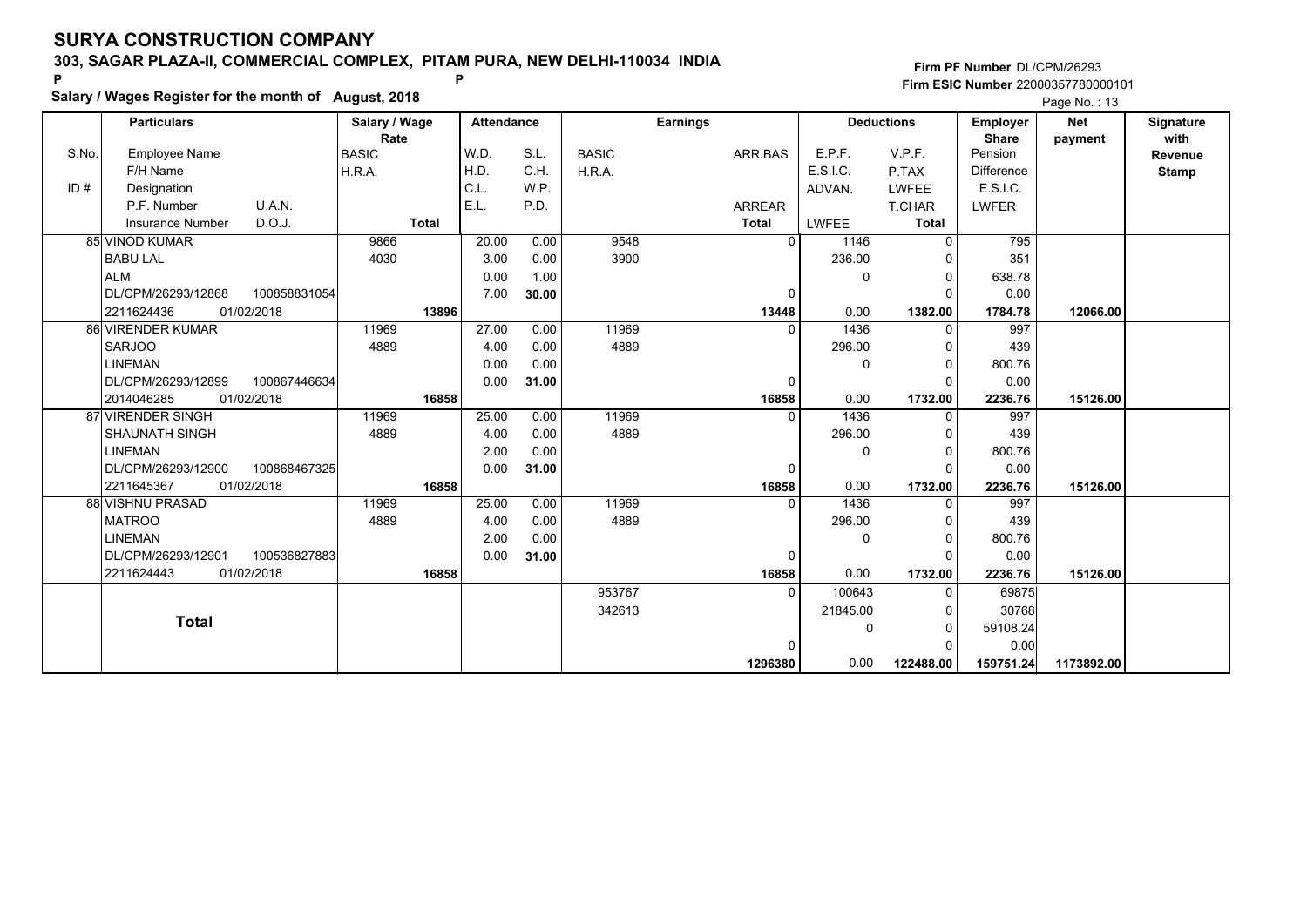# SURYA CONSTRUCTION COMPANY

**303, SAGAR PLAZA-II, COMMERCIAL COMPLEX, PITAM PURA, NEW DELHI-110034 INDIA**

P P

**Salary / Wages Register for the month of August, 2018**

**Firm PF Number** DL/CPM/26293
**Firm ESIC Number** 22000357780000101

| S.No. / ID # | Particulars: Employee Name / F/H Name / Designation / P.F. Number, U.A.N. / Insurance Number, D.O.J. | Salary / Wage Rate: BASIC / H.R.A. / Total | Attendance: W.D. / H.D. / C.L. / E.L. | Attendance: S.L. / C.H. / W.P. / P.D. | Earnings: BASIC / H.R.A. | Earnings: ARR.BAS / ARREAR / Total | Deductions: E.P.F. / E.S.I.C. / ADVAN. / LWFEE | Deductions: V.P.F. / P.TAX / LWFEE / T.CHAR / Total | Employer Share: Pension / Difference / E.S.I.C. / LWFER | Net payment | Signature with Revenue Stamp |
|---|---|---|---|---|---|---|---|---|---|---|---|
| 85 | VINOD KUMAR<br>BABU LAL<br>ALM<br>DL/CPM/26293/12868 100858831054<br>2211624436 01/02/2018 | 9866<br>4030<br>**13896** | 20.00<br>3.00<br>0.00<br>7.00 | 0.00<br>0.00<br>1.00<br>**30.00** | 9548<br>3900 | 0<br>0<br>**13448** | 1146<br>236.00<br>0<br>0.00 | 0<br>0<br>0<br>0<br>**1382.00** | 795<br>351<br>638.78<br>0.00<br>**1784.78** | **12066.00** | |
| 86 | VIRENDER KUMAR<br>SARJOO<br>LINEMAN<br>DL/CPM/26293/12899 100867446634<br>2014046285 01/02/2018 | 11969<br>4889<br>**16858** | 27.00<br>4.00<br>0.00<br>0.00 | 0.00<br>0.00<br>0.00<br>**31.00** | 11969<br>4889 | 0<br>0<br>**16858** | 1436<br>296.00<br>0<br>0.00 | 0<br>0<br>0<br>0<br>**1732.00** | 997<br>439<br>800.76<br>0.00<br>**2236.76** | **15126.00** | |
| 87 | VIRENDER SINGH<br>SHAUNATH SINGH<br>LINEMAN<br>DL/CPM/26293/12900 100868467325<br>2211645367 01/02/2018 | 11969<br>4889<br>**16858** | 25.00<br>4.00<br>2.00<br>0.00 | 0.00<br>0.00<br>0.00<br>**31.00** | 11969<br>4889 | 0<br>0<br>**16858** | 1436<br>296.00<br>0<br>0.00 | 0<br>0<br>0<br>0<br>**1732.00** | 997<br>439<br>800.76<br>0.00<br>**2236.76** | **15126.00** | |
| 88 | VISHNU PRASAD<br>MATROO<br>LINEMAN<br>DL/CPM/26293/12901 100536827883<br>2211624443 01/02/2018 | 11969<br>4889<br>**16858** | 25.00<br>4.00<br>2.00<br>0.00 | 0.00<br>0.00<br>0.00<br>**31.00** | 11969<br>4889 | 0<br>0<br>**16858** | 1436<br>296.00<br>0<br>0.00 | 0<br>0<br>0<br>0<br>**1732.00** | 997<br>439<br>800.76<br>0.00<br>**2236.76** | **15126.00** | |
| | **Total** | | | | 953767<br>342613 | 0<br>0<br>**1296380** | 100643<br>21845.00<br>0<br>0.00 | 0<br>0<br>0<br>0<br>**122488.00** | 69875<br>30768<br>59108.24<br>0.00<br>**159751.24** | **1173892.00** | |